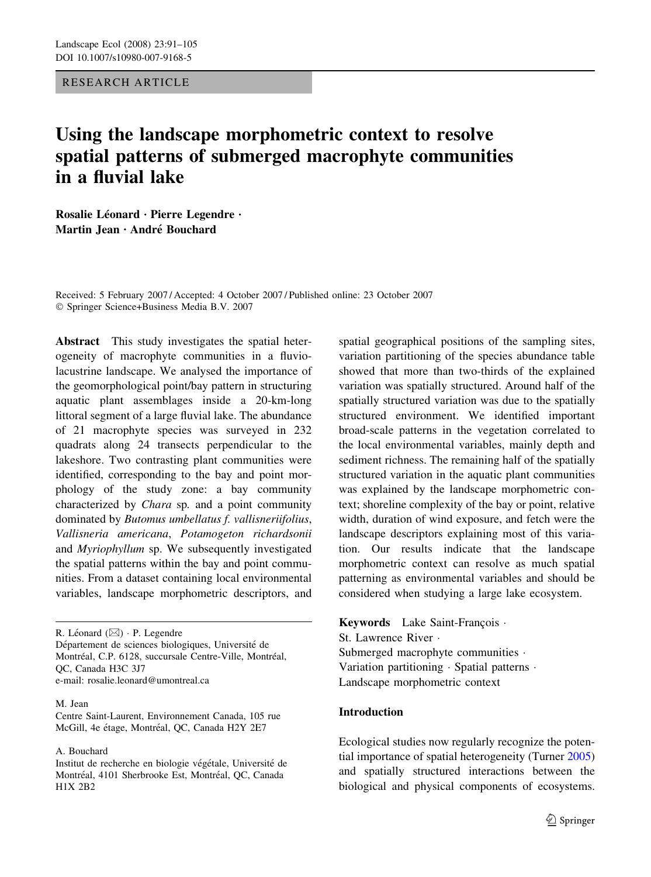RESEARCH ARTICLE

# Using the landscape morphometric context to resolve spatial patterns of submerged macrophyte communities in a fluvial lake

**Rosalie Léonard · Pierre Legendre · Martin Jean · André Bouchard**

Received: 5 February 2007 / Accepted: 4 October 2007 / Published online: 23 October 2007
© Springer Science+Business Media B.V. 2007

**Abstract** This study investigates the spatial heterogeneity of macrophyte communities in a fluvio-lacustrine landscape. We analysed the importance of the geomorphological point/bay pattern in structuring aquatic plant assemblages inside a 20-km-long littoral segment of a large fluvial lake. The abundance of 21 macrophyte species was surveyed in 232 quadrats along 24 transects perpendicular to the lakeshore. Two contrasting plant communities were identified, corresponding to the bay and point morphology of the study zone: a bay community characterized by *Chara* sp. and a point community dominated by *Butomus umbellatus f. vallisneriifolius*, *Vallisneria americana*, *Potamogeton richardsonii* and *Myriophyllum* sp. We subsequently investigated the spatial patterns within the bay and point communities. From a dataset containing local environmental variables, landscape morphometric descriptors, and spatial geographical positions of the sampling sites, variation partitioning of the species abundance table showed that more than two-thirds of the explained variation was spatially structured. Around half of the spatially structured variation was due to the spatially structured environment. We identified important broad-scale patterns in the vegetation correlated to the local environmental variables, mainly depth and sediment richness. The remaining half of the spatially structured variation in the aquatic plant communities was explained by the landscape morphometric context; shoreline complexity of the bay or point, relative width, duration of wind exposure, and fetch were the landscape descriptors explaining most of this variation. Our results indicate that the landscape morphometric context can resolve as much spatial patterning as environmental variables and should be considered when studying a large lake ecosystem.

**Keywords** Lake Saint-François · St. Lawrence River · Submerged macrophyte communities · Variation partitioning · Spatial patterns · Landscape morphometric context

R. Léonard (✉) · P. Legendre
Département de sciences biologiques, Université de Montréal, C.P. 6128, succursale Centre-Ville, Montréal, QC, Canada H3C 3J7
e-mail: rosalie.leonard@umontreal.ca

M. Jean
Centre Saint-Laurent, Environnement Canada, 105 rue McGill, 4e étage, Montréal, QC, Canada H2Y 2E7

A. Bouchard
Institut de recherche en biologie végétale, Université de Montréal, 4101 Sherbrooke Est, Montréal, QC, Canada H1X 2B2

## Introduction

Ecological studies now regularly recognize the potential importance of spatial heterogeneity (Turner 2005) and spatially structured interactions between the biological and physical components of ecosystems.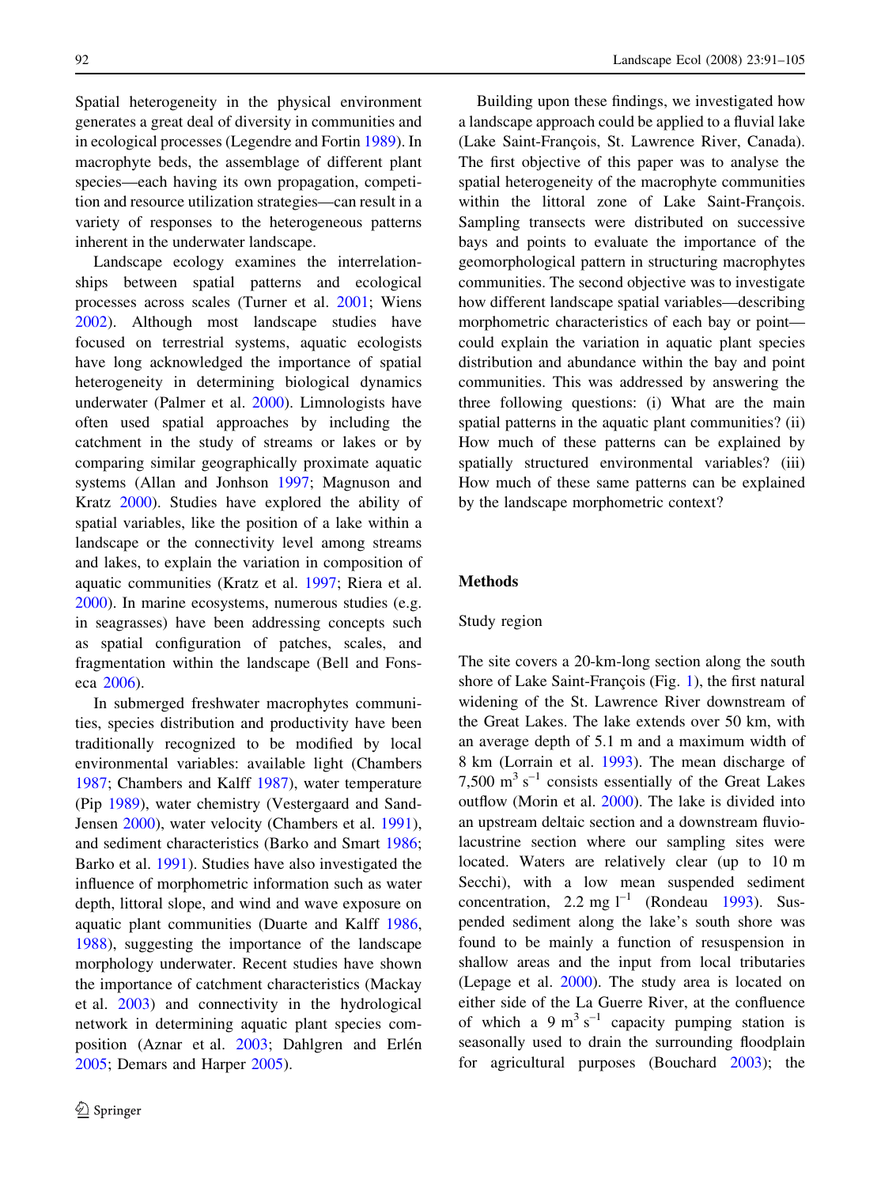Spatial heterogeneity in the physical environment generates a great deal of diversity in communities and in ecological processes (Legendre and Fortin 1989). In macrophyte beds, the assemblage of different plant species—each having its own propagation, competition and resource utilization strategies—can result in a variety of responses to the heterogeneous patterns inherent in the underwater landscape.

Landscape ecology examines the interrelationships between spatial patterns and ecological processes across scales (Turner et al. 2001; Wiens 2002). Although most landscape studies have focused on terrestrial systems, aquatic ecologists have long acknowledged the importance of spatial heterogeneity in determining biological dynamics underwater (Palmer et al. 2000). Limnologists have often used spatial approaches by including the catchment in the study of streams or lakes or by comparing similar geographically proximate aquatic systems (Allan and Jonhson 1997; Magnuson and Kratz 2000). Studies have explored the ability of spatial variables, like the position of a lake within a landscape or the connectivity level among streams and lakes, to explain the variation in composition of aquatic communities (Kratz et al. 1997; Riera et al. 2000). In marine ecosystems, numerous studies (e.g. in seagrasses) have been addressing concepts such as spatial configuration of patches, scales, and fragmentation within the landscape (Bell and Fonseca 2006).

In submerged freshwater macrophytes communities, species distribution and productivity have been traditionally recognized to be modified by local environmental variables: available light (Chambers 1987; Chambers and Kalff 1987), water temperature (Pip 1989), water chemistry (Vestergaard and Sand-Jensen 2000), water velocity (Chambers et al. 1991), and sediment characteristics (Barko and Smart 1986; Barko et al. 1991). Studies have also investigated the influence of morphometric information such as water depth, littoral slope, and wind and wave exposure on aquatic plant communities (Duarte and Kalff 1986, 1988), suggesting the importance of the landscape morphology underwater. Recent studies have shown the importance of catchment characteristics (Mackay et al. 2003) and connectivity in the hydrological network in determining aquatic plant species composition (Aznar et al. 2003; Dahlgren and Erlén 2005; Demars and Harper 2005).

Building upon these findings, we investigated how a landscape approach could be applied to a fluvial lake (Lake Saint-François, St. Lawrence River, Canada). The first objective of this paper was to analyse the spatial heterogeneity of the macrophyte communities within the littoral zone of Lake Saint-François. Sampling transects were distributed on successive bays and points to evaluate the importance of the geomorphological pattern in structuring macrophytes communities. The second objective was to investigate how different landscape spatial variables—describing morphometric characteristics of each bay or point—could explain the variation in aquatic plant species distribution and abundance within the bay and point communities. This was addressed by answering the three following questions: (i) What are the main spatial patterns in the aquatic plant communities? (ii) How much of these patterns can be explained by spatially structured environmental variables? (iii) How much of these same patterns can be explained by the landscape morphometric context?

## Methods

### Study region

The site covers a 20-km-long section along the south shore of Lake Saint-François (Fig. 1), the first natural widening of the St. Lawrence River downstream of the Great Lakes. The lake extends over 50 km, with an average depth of 5.1 m and a maximum width of 8 km (Lorrain et al. 1993). The mean discharge of 7,500 $m^3\,s^{-1}$ consists essentially of the Great Lakes outflow (Morin et al. 2000). The lake is divided into an upstream deltaic section and a downstream fluvio-lacustrine section where our sampling sites were located. Waters are relatively clear (up to 10 m Secchi), with a low mean suspended sediment concentration, 2.2 mg $l^{-1}$ (Rondeau 1993). Suspended sediment along the lake's south shore was found to be mainly a function of resuspension in shallow areas and the input from local tributaries (Lepage et al. 2000). The study area is located on either side of the La Guerre River, at the confluence of which a 9 $m^3\,s^{-1}$ capacity pumping station is seasonally used to drain the surrounding floodplain for agricultural purposes (Bouchard 2003); the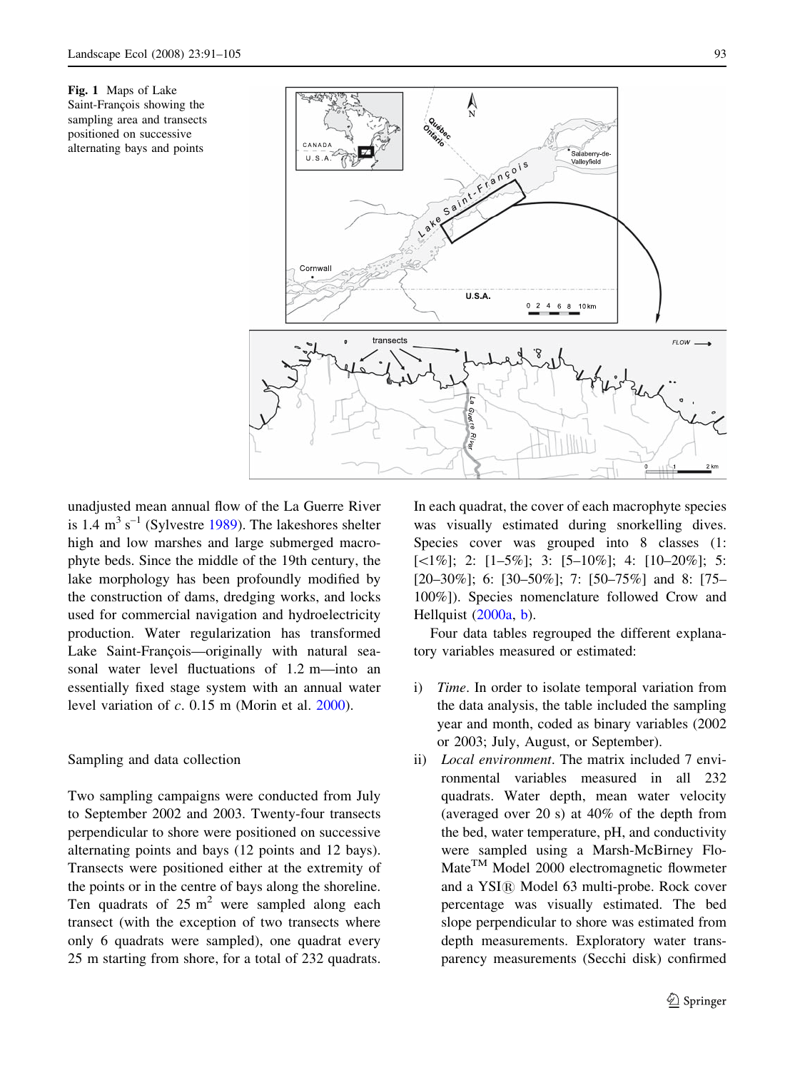Fig. 1 Maps of Lake Saint-François showing the sampling area and transects positioned on successive alternating bays and points

unadjusted mean annual flow of the La Guerre River is 1.4 $m^3 s^{-1}$ (Sylvestre 1989). The lakeshores shelter high and low marshes and large submerged macrophyte beds. Since the middle of the 19th century, the lake morphology has been profoundly modified by the construction of dams, dredging works, and locks used for commercial navigation and hydroelectricity production. Water regularization has transformed Lake Saint-François—originally with natural seasonal water level fluctuations of 1.2 m—into an essentially fixed stage system with an annual water level variation of *c*. 0.15 m (Morin et al. 2000).

## Sampling and data collection

Two sampling campaigns were conducted from July to September 2002 and 2003. Twenty-four transects perpendicular to shore were positioned on successive alternating points and bays (12 points and 12 bays). Transects were positioned either at the extremity of the points or in the centre of bays along the shoreline. Ten quadrats of 25 $m^2$ were sampled along each transect (with the exception of two transects where only 6 quadrats were sampled), one quadrat every 25 m starting from shore, for a total of 232 quadrats. In each quadrat, the cover of each macrophyte species was visually estimated during snorkelling dives. Species cover was grouped into 8 classes (1: [<1%]; 2: [1–5%]; 3: [5–10%]; 4: [10–20%]; 5: [20–30%]; 6: [30–50%]; 7: [50–75%] and 8: [75–100%]). Species nomenclature followed Crow and Hellquist (2000a, b).

Four data tables regrouped the different explanatory variables measured or estimated:

i) *Time*. In order to isolate temporal variation from the data analysis, the table included the sampling year and month, coded as binary variables (2002 or 2003; July, August, or September).
ii) *Local environment*. The matrix included 7 environmental variables measured in all 232 quadrats. Water depth, mean water velocity (averaged over 20 s) at 40% of the depth from the bed, water temperature, pH, and conductivity were sampled using a Marsh-McBirney Flo-Mate™ Model 2000 electromagnetic flowmeter and a YSI® Model 63 multi-probe. Rock cover percentage was visually estimated. The bed slope perpendicular to shore was estimated from depth measurements. Exploratory water transparency measurements (Secchi disk) confirmed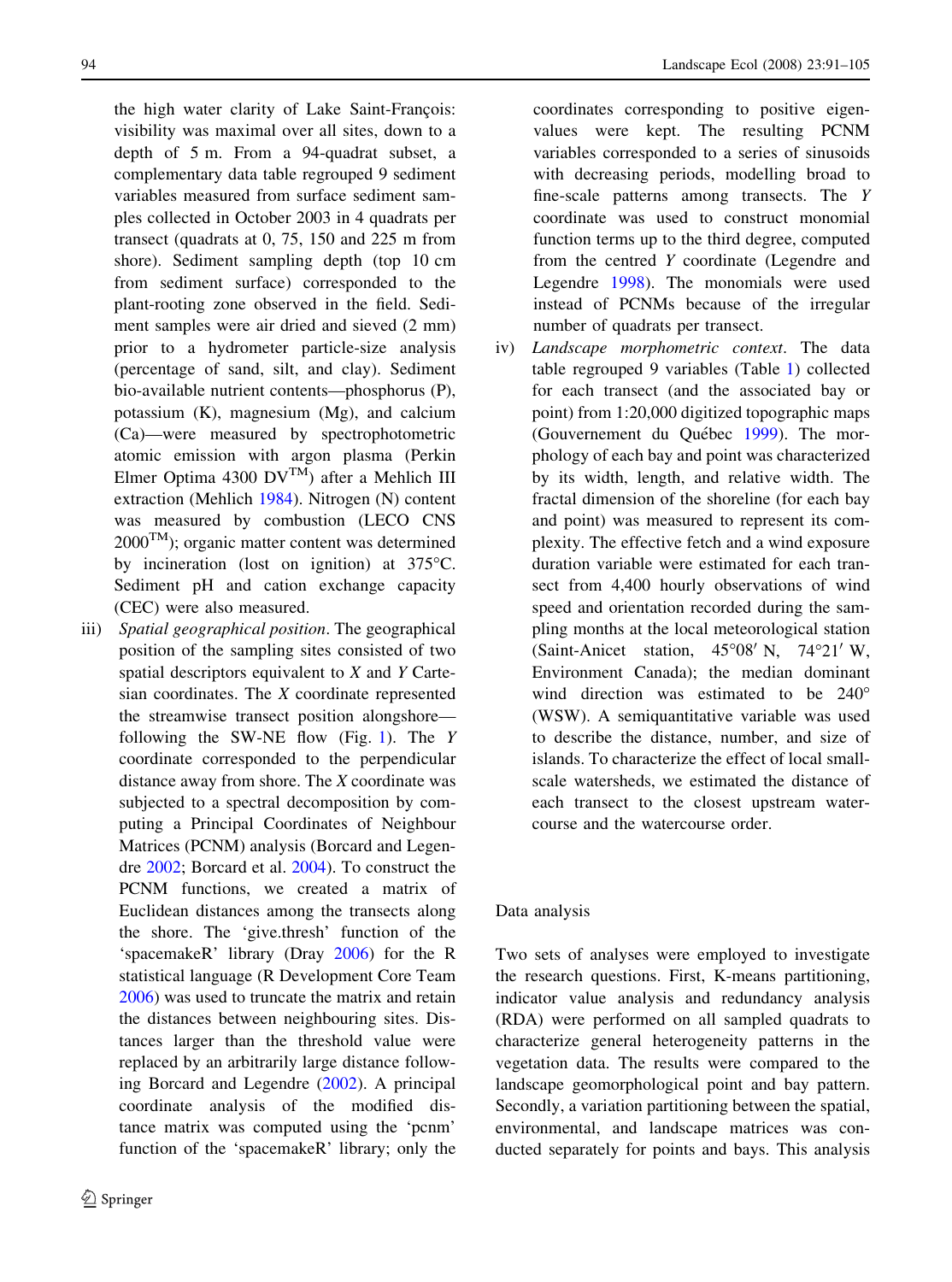the high water clarity of Lake Saint-François: visibility was maximal over all sites, down to a depth of 5 m. From a 94-quadrat subset, a complementary data table regrouped 9 sediment variables measured from surface sediment samples collected in October 2003 in 4 quadrats per transect (quadrats at 0, 75, 150 and 225 m from shore). Sediment sampling depth (top 10 cm from sediment surface) corresponded to the plant-rooting zone observed in the field. Sediment samples were air dried and sieved (2 mm) prior to a hydrometer particle-size analysis (percentage of sand, silt, and clay). Sediment bio-available nutrient contents—phosphorus (P), potassium (K), magnesium (Mg), and calcium (Ca)—were measured by spectrophotometric atomic emission with argon plasma (Perkin Elmer Optima 4300 DV™) after a Mehlich III extraction (Mehlich 1984). Nitrogen (N) content was measured by combustion (LECO CNS 2000™); organic matter content was determined by incineration (lost on ignition) at 375°C. Sediment pH and cation exchange capacity (CEC) were also measured.

iii) *Spatial geographical position*. The geographical position of the sampling sites consisted of two spatial descriptors equivalent to *X* and *Y* Cartesian coordinates. The *X* coordinate represented the streamwise transect position alongshore—following the SW-NE flow (Fig. 1). The *Y* coordinate corresponded to the perpendicular distance away from shore. The *X* coordinate was subjected to a spectral decomposition by computing a Principal Coordinates of Neighbour Matrices (PCNM) analysis (Borcard and Legendre 2002; Borcard et al. 2004). To construct the PCNM functions, we created a matrix of Euclidean distances among the transects along the shore. The 'give.thresh' function of the 'spacemakeR' library (Dray 2006) for the R statistical language (R Development Core Team 2006) was used to truncate the matrix and retain the distances between neighbouring sites. Distances larger than the threshold value were replaced by an arbitrarily large distance following Borcard and Legendre (2002). A principal coordinate analysis of the modified distance matrix was computed using the 'pcnm' function of the 'spacemakeR' library; only the coordinates corresponding to positive eigenvalues were kept. The resulting PCNM variables corresponded to a series of sinusoids with decreasing periods, modelling broad to fine-scale patterns among transects. The *Y* coordinate was used to construct monomial function terms up to the third degree, computed from the centred *Y* coordinate (Legendre and Legendre 1998). The monomials were used instead of PCNMs because of the irregular number of quadrats per transect.

iv) *Landscape morphometric context*. The data table regrouped 9 variables (Table 1) collected for each transect (and the associated bay or point) from 1:20,000 digitized topographic maps (Gouvernement du Québec 1999). The morphology of each bay and point was characterized by its width, length, and relative width. The fractal dimension of the shoreline (for each bay and point) was measured to represent its complexity. The effective fetch and a wind exposure duration variable were estimated for each transect from 4,400 hourly observations of wind speed and orientation recorded during the sampling months at the local meteorological station (Saint-Anicet station, 45°08′ N, 74°21′ W, Environment Canada); the median dominant wind direction was estimated to be 240° (WSW). A semiquantitative variable was used to describe the distance, number, and size of islands. To characterize the effect of local small-scale watersheds, we estimated the distance of each transect to the closest upstream watercourse and the watercourse order.

## Data analysis

Two sets of analyses were employed to investigate the research questions. First, K-means partitioning, indicator value analysis and redundancy analysis (RDA) were performed on all sampled quadrats to characterize general heterogeneity patterns in the vegetation data. The results were compared to the landscape geomorphological point and bay pattern. Secondly, a variation partitioning between the spatial, environmental, and landscape matrices was conducted separately for points and bays. This analysis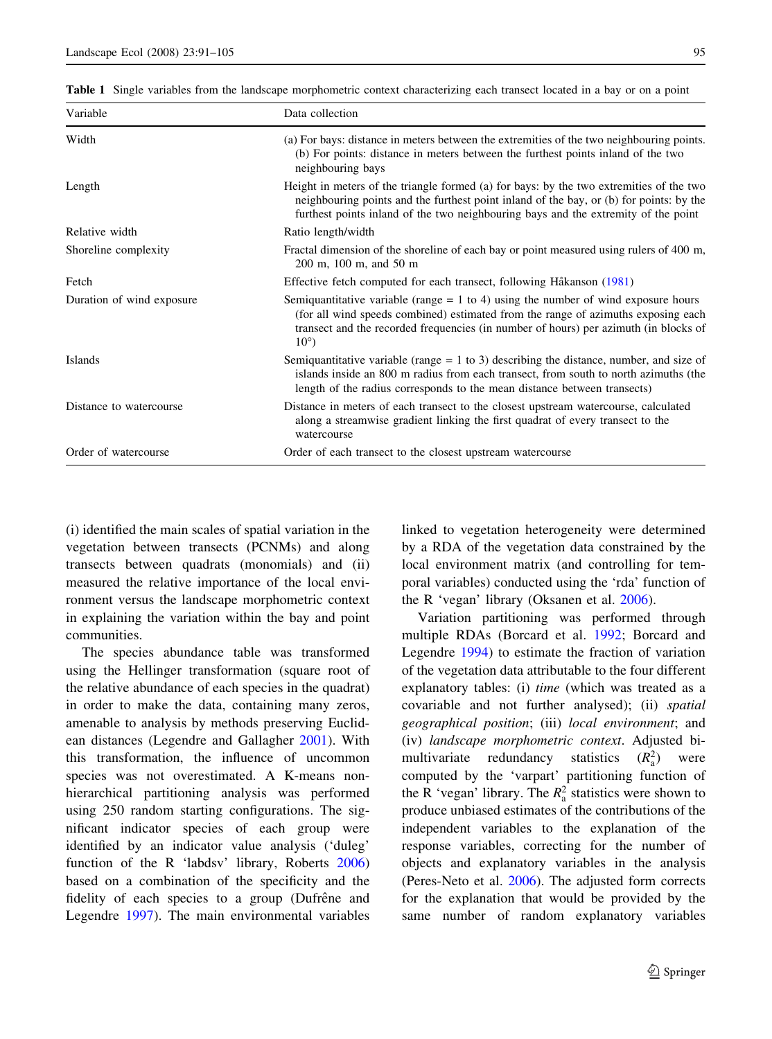**Table 1** Single variables from the landscape morphometric context characterizing each transect located in a bay or on a point

| Variable | Data collection |
|---|---|
| Width | (a) For bays: distance in meters between the extremities of the two neighbouring points. (b) For points: distance in meters between the furthest points inland of the two neighbouring bays |
| Length | Height in meters of the triangle formed (a) for bays: by the two extremities of the two neighbouring points and the furthest point inland of the bay, or (b) for points: by the furthest points inland of the two neighbouring bays and the extremity of the point |
| Relative width | Ratio length/width |
| Shoreline complexity | Fractal dimension of the shoreline of each bay or point measured using rulers of 400 m, 200 m, 100 m, and 50 m |
| Fetch | Effective fetch computed for each transect, following Håkanson (1981) |
| Duration of wind exposure | Semiquantitative variable (range = 1 to 4) using the number of wind exposure hours (for all wind speeds combined) estimated from the range of azimuths exposing each transect and the recorded frequencies (in number of hours) per azimuth (in blocks of 10°) |
| Islands | Semiquantitative variable (range = 1 to 3) describing the distance, number, and size of islands inside an 800 m radius from each transect, from south to north azimuths (the length of the radius corresponds to the mean distance between transects) |
| Distance to watercourse | Distance in meters of each transect to the closest upstream watercourse, calculated along a streamwise gradient linking the first quadrat of every transect to the watercourse |
| Order of watercourse | Order of each transect to the closest upstream watercourse |

(i) identified the main scales of spatial variation in the vegetation between transects (PCNMs) and along transects between quadrats (monomials) and (ii) measured the relative importance of the local environment versus the landscape morphometric context in explaining the variation within the bay and point communities.

The species abundance table was transformed using the Hellinger transformation (square root of the relative abundance of each species in the quadrat) in order to make the data, containing many zeros, amenable to analysis by methods preserving Euclidean distances (Legendre and Gallagher 2001). With this transformation, the influence of uncommon species was not overestimated. A K-means non-hierarchical partitioning analysis was performed using 250 random starting configurations. The significant indicator species of each group were identified by an indicator value analysis ('duleg' function of the R 'labdsv' library, Roberts 2006) based on a combination of the specificity and the fidelity of each species to a group (Dufrêne and Legendre 1997). The main environmental variables linked to vegetation heterogeneity were determined by a RDA of the vegetation data constrained by the local environment matrix (and controlling for temporal variables) conducted using the 'rda' function of the R 'vegan' library (Oksanen et al. 2006).

Variation partitioning was performed through multiple RDAs (Borcard et al. 1992; Borcard and Legendre 1994) to estimate the fraction of variation of the vegetation data attributable to the four different explanatory tables: (i) *time* (which was treated as a covariable and not further analysed); (ii) *spatial geographical position*; (iii) *local environment*; and (iv) *landscape morphometric context*. Adjusted bi-multivariate redundancy statistics ($R_a^2$) were computed by the 'varpart' partitioning function of the R 'vegan' library. The $R_a^2$ statistics were shown to produce unbiased estimates of the contributions of the independent variables to the explanation of the response variables, correcting for the number of objects and explanatory variables in the analysis (Peres-Neto et al. 2006). The adjusted form corrects for the explanation that would be provided by the same number of random explanatory variables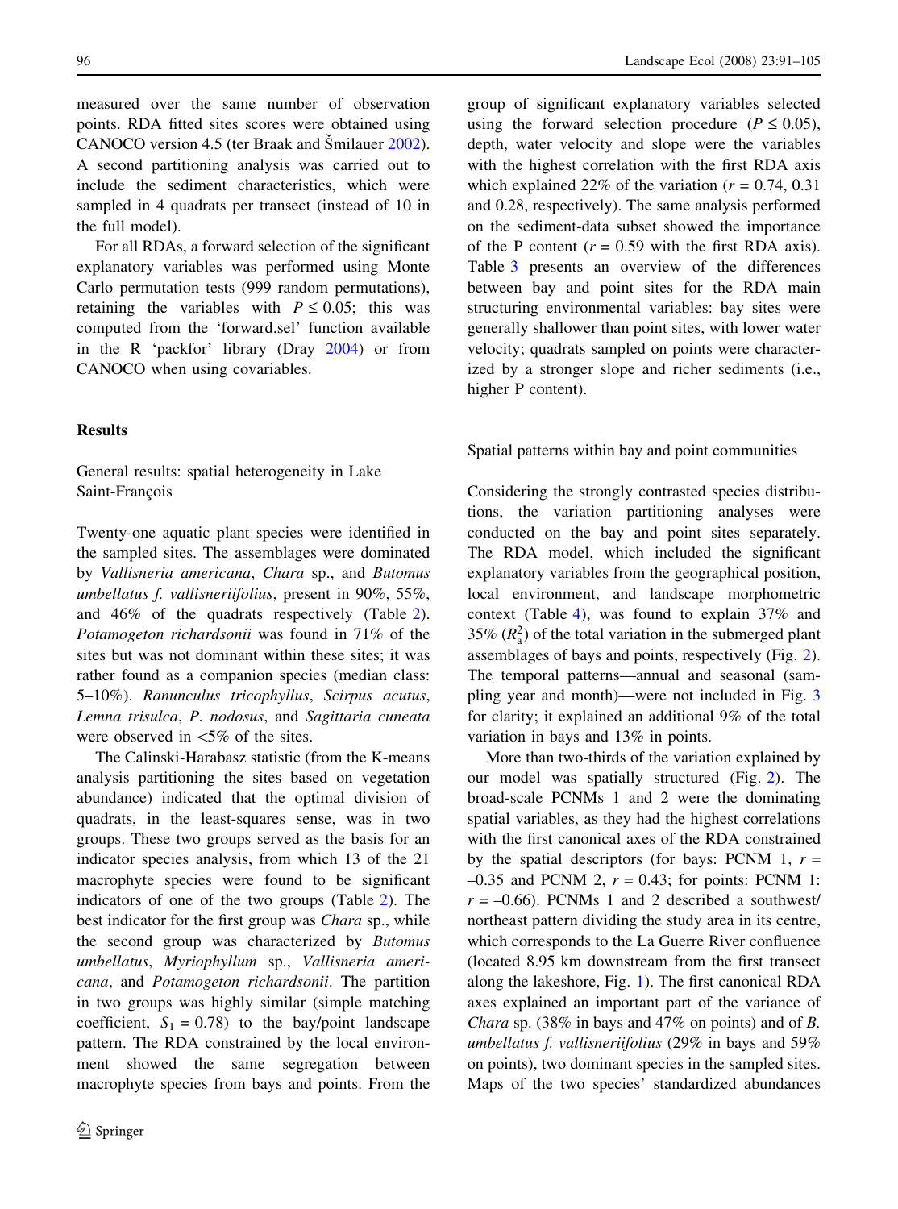measured over the same number of observation points. RDA fitted sites scores were obtained using CANOCO version 4.5 (ter Braak and Šmilauer 2002). A second partitioning analysis was carried out to include the sediment characteristics, which were sampled in 4 quadrats per transect (instead of 10 in the full model).

For all RDAs, a forward selection of the significant explanatory variables was performed using Monte Carlo permutation tests (999 random permutations), retaining the variables with $P \leq 0.05$; this was computed from the 'forward.sel' function available in the R 'packfor' library (Dray 2004) or from CANOCO when using covariables.

## Results

### General results: spatial heterogeneity in Lake Saint-François

Twenty-one aquatic plant species were identified in the sampled sites. The assemblages were dominated by *Vallisneria americana*, *Chara* sp., and *Butomus umbellatus f. vallisneriifolius*, present in 90%, 55%, and 46% of the quadrats respectively (Table 2). *Potamogeton richardsonii* was found in 71% of the sites but was not dominant within these sites; it was rather found as a companion species (median class: 5–10%). *Ranunculus tricophyllus*, *Scirpus acutus*, *Lemna trisulca*, *P. nodosus*, and *Sagittaria cuneata* were observed in <5% of the sites.

The Calinski-Harabasz statistic (from the K-means analysis partitioning the sites based on vegetation abundance) indicated that the optimal division of quadrats, in the least-squares sense, was in two groups. These two groups served as the basis for an indicator species analysis, from which 13 of the 21 macrophyte species were found to be significant indicators of one of the two groups (Table 2). The best indicator for the first group was *Chara* sp., while the second group was characterized by *Butomus umbellatus*, *Myriophyllum* sp., *Vallisneria americana*, and *Potamogeton richardsonii*. The partition in two groups was highly similar (simple matching coefficient, $S_1 = 0.78$) to the bay/point landscape pattern. The RDA constrained by the local environment showed the same segregation between macrophyte species from bays and points. From the group of significant explanatory variables selected using the forward selection procedure ($P \leq 0.05$), depth, water velocity and slope were the variables with the highest correlation with the first RDA axis which explained 22% of the variation ($r = 0.74$, 0.31 and 0.28, respectively). The same analysis performed on the sediment-data subset showed the importance of the P content ($r = 0.59$ with the first RDA axis). Table 3 presents an overview of the differences between bay and point sites for the RDA main structuring environmental variables: bay sites were generally shallower than point sites, with lower water velocity; quadrats sampled on points were characterized by a stronger slope and richer sediments (i.e., higher P content).

### Spatial patterns within bay and point communities

Considering the strongly contrasted species distributions, the variation partitioning analyses were conducted on the bay and point sites separately. The RDA model, which included the significant explanatory variables from the geographical position, local environment, and landscape morphometric context (Table 4), was found to explain 37% and 35% ($R^2_a$) of the total variation in the submerged plant assemblages of bays and points, respectively (Fig. 2). The temporal patterns—annual and seasonal (sampling year and month)—were not included in Fig. 3 for clarity; it explained an additional 9% of the total variation in bays and 13% in points.

More than two-thirds of the variation explained by our model was spatially structured (Fig. 2). The broad-scale PCNMs 1 and 2 were the dominating spatial variables, as they had the highest correlations with the first canonical axes of the RDA constrained by the spatial descriptors (for bays: PCNM 1, $r = -0.35$ and PCNM 2, $r = 0.43$; for points: PCNM 1: $r = -0.66$). PCNMs 1 and 2 described a southwest/northeast pattern dividing the study area in its centre, which corresponds to the La Guerre River confluence (located 8.95 km downstream from the first transect along the lakeshore, Fig. 1). The first canonical RDA axes explained an important part of the variance of *Chara* sp. (38% in bays and 47% on points) and of *B. umbellatus f. vallisneriifolius* (29% in bays and 59% on points), two dominant species in the sampled sites. Maps of the two species' standardized abundances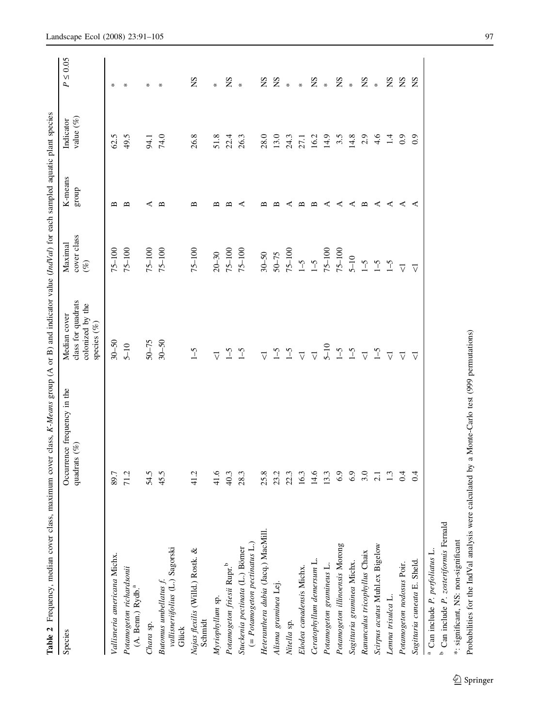**Table 2** Frequency, median cover class, maximum cover class, *K-Means* group (A or B) and indicator value (*IndVal*) for each sampled aquatic plant species

| Species | Occurrence frequency in the quadrats (%) | Median cover class for quadrats colonized by the species (%) | Maximal cover class (%) | K-means group | Indicator value (%) | $P \leq 0.05$ |
|---|---|---|---|---|---|---|
| *Vallisneria americana* Michx. | 89.7 | 30–50 | 75–100 | B | 62.5 | * |
| *Potamogeton richardsonii* (A. Benn.) Rydb.[a] | 71.2 | 5–10 | 75–100 | B | 49.5 | * |
| *Chara* sp. | 54.5 | 50–75 | 75–100 | A | 94.1 | * |
| *Butomus umbellatus f. vallisneriifolius* (L.) Sagorski Glück | 45.5 | 30–50 | 75–100 | B | 74.0 | * |
| *Najas flexilis* (Willd.) Rostk. & Schmidt | 41.2 | 1–5 | 75–100 | B | 26.8 | NS |
| *Myriophyllum* sp. | 41.6 | <1 | 20–30 | B | 51.8 | * |
| *Potamogeton friesii* Rupr.[b] | 40.3 | 1–5 | 75–100 | B | 22.4 | NS |
| *Stuckenia pectinata* (L.) Börner (= *Potamogeton pectinatus* L.) | 28.3 | 1–5 | 75–100 | A | 26.3 | * |
| *Heteranthera dubia* (Jacq.) MacMill. | 25.8 | <1 | 30–50 | B | 28.0 | NS |
| *Alisma gramineа* Lej. | 23.2 | 1–5 | 50–75 | B | 13.0 | NS |
| *Nitella* sp. | 22.3 | 1–5 | 75–100 | A | 24.3 | * |
| *Elodea canadensis* Michx. | 16.3 | <1 | 1–5 | B | 27.1 | * |
| *Ceratophyllum demersum* L. | 14.6 | <1 | 1–5 | B | 16.2 | NS |
| *Potamogeton gramineus* L. | 13.3 | 5–10 | 75–100 | A | 14.9 | * |
| *Potamogeton illinoensis* Morong | 6.9 | 1–5 | 75–100 | A | 3.5 | NS |
| *Sagittaria graminea* Michx. | 6.9 | 1–5 | 5–10 | A | 14.8 | * |
| *Ranunculus tricophyllus* Chaix | 3.0 | <1 | 1–5 | B | 2.9 | NS |
| *Scirpus acutus* Muhl.ex Bigelow | 2.1 | 1–5 | 1–5 | A | 4.6 | * |
| *Lemna trisulca* L. | 1.3 | <1 | 1–5 | A | 1.4 | NS |
| *Potamogeton nodosus* Poir. | 0.4 | <1 | <1 | A | 0.9 | NS |
| *Sagittaria cuneata* E. Sheld. | 0.4 | <1 | <1 | A | 0.9 | NS |

[a] Can include *P. perfoliatus* L.

[b] Can include *P. zosteriformis* Fernald

*: significant, NS: non-significant

Probabilities for the IndVal analysis were calculated by a Monte-Carlo test (999 permutations)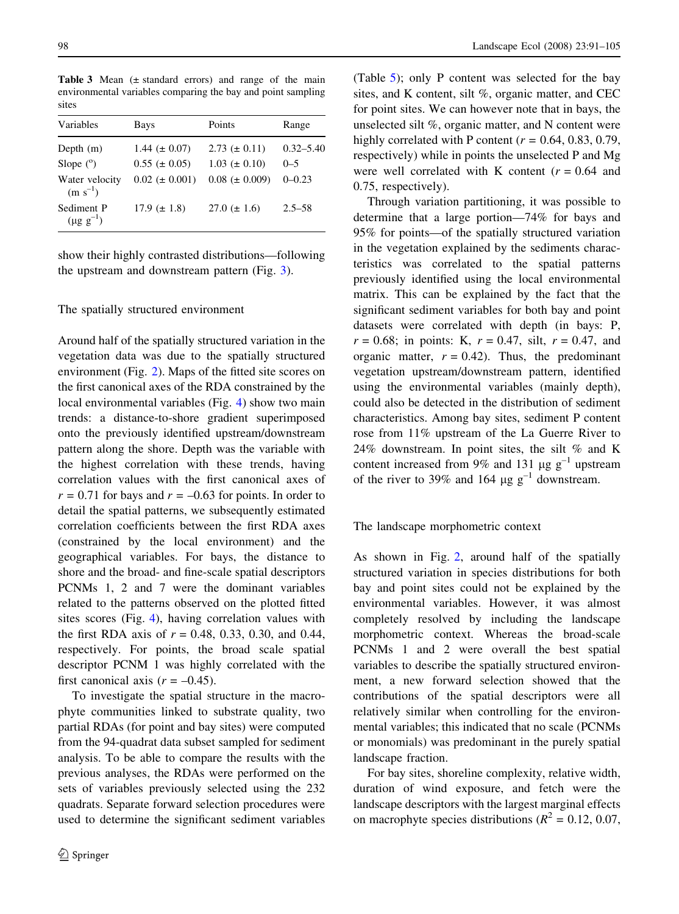**Table 3** Mean (± standard errors) and range of the main environmental variables comparing the bay and point sampling sites

| Variables | Bays | Points | Range |
|---|---|---|---|
| Depth (m) | 1.44 (± 0.07) | 2.73 (± 0.11) | 0.32–5.40 |
| Slope (°) | 0.55 (± 0.05) | 1.03 (± 0.10) | 0–5 |
| Water velocity ($m\ s^{-1}$) | 0.02 (± 0.001) | 0.08 (± 0.009) | 0–0.23 |
| Sediment P ($\mu g\ g^{-1}$) | 17.9 (± 1.8) | 27.0 (± 1.6) | 2.5–58 |

show their highly contrasted distributions—following the upstream and downstream pattern (Fig. 3).

## The spatially structured environment

Around half of the spatially structured variation in the vegetation data was due to the spatially structured environment (Fig. 2). Maps of the fitted site scores on the first canonical axes of the RDA constrained by the local environmental variables (Fig. 4) show two main trends: a distance-to-shore gradient superimposed onto the previously identified upstream/downstream pattern along the shore. Depth was the variable with the highest correlation with these trends, having correlation values with the first canonical axes of $r = 0.71$ for bays and $r = -0.63$ for points. In order to detail the spatial patterns, we subsequently estimated correlation coefficients between the first RDA axes (constrained by the local environment) and the geographical variables. For bays, the distance to shore and the broad- and fine-scale spatial descriptors PCNMs 1, 2 and 7 were the dominant variables related to the patterns observed on the plotted fitted sites scores (Fig. 4), having correlation values with the first RDA axis of $r = 0.48$, 0.33, 0.30, and 0.44, respectively. For points, the broad scale spatial descriptor PCNM 1 was highly correlated with the first canonical axis ($r = -0.45$).

To investigate the spatial structure in the macrophyte communities linked to substrate quality, two partial RDAs (for point and bay sites) were computed from the 94-quadrat data subset sampled for sediment analysis. To be able to compare the results with the previous analyses, the RDAs were performed on the sets of variables previously selected using the 232 quadrats. Separate forward selection procedures were used to determine the significant sediment variables (Table 5); only P content was selected for the bay sites, and K content, silt %, organic matter, and CEC for point sites. We can however note that in bays, the unselected silt %, organic matter, and N content were highly correlated with P content ($r = 0.64$, 0.83, 0.79, respectively) while in points the unselected P and Mg were well correlated with K content ($r = 0.64$ and 0.75, respectively).

Through variation partitioning, it was possible to determine that a large portion—74% for bays and 95% for points—of the spatially structured variation in the vegetation explained by the sediments characteristics was correlated to the spatial patterns previously identified using the local environmental matrix. This can be explained by the fact that the significant sediment variables for both bay and point datasets were correlated with depth (in bays: P, $r = 0.68$; in points: K, $r = 0.47$, silt, $r = 0.47$, and organic matter, $r = 0.42$). Thus, the predominant vegetation upstream/downstream pattern, identified using the environmental variables (mainly depth), could also be detected in the distribution of sediment characteristics. Among bay sites, sediment P content rose from 11% upstream of the La Guerre River to 24% downstream. In point sites, the silt % and K content increased from 9% and 131 $\mu g\ g^{-1}$ upstream of the river to 39% and 164 $\mu g\ g^{-1}$ downstream.

## The landscape morphometric context

As shown in Fig. 2, around half of the spatially structured variation in species distributions for both bay and point sites could not be explained by the environmental variables. However, it was almost completely resolved by including the landscape morphometric context. Whereas the broad-scale PCNMs 1 and 2 were overall the best spatial variables to describe the spatially structured environment, a new forward selection showed that the contributions of the spatial descriptors were all relatively similar when controlling for the environmental variables; this indicated that no scale (PCNMs or monomials) was predominant in the purely spatial landscape fraction.

For bay sites, shoreline complexity, relative width, duration of wind exposure, and fetch were the landscape descriptors with the largest marginal effects on macrophyte species distributions ($R^2 = 0.12$, 0.07,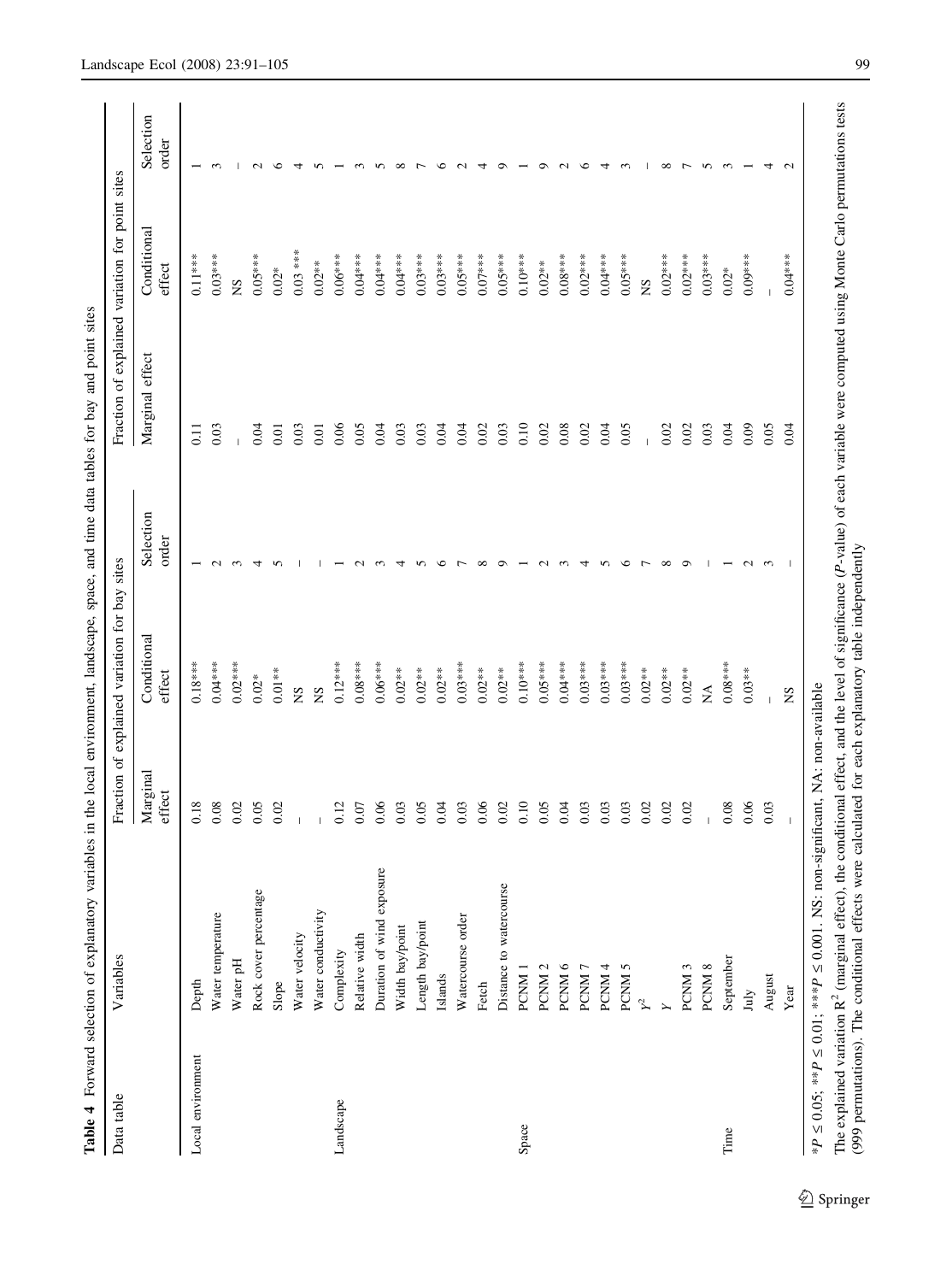**Table 4** Forward selection of explanatory variables in the local environment, landscape, space, and time data tables for bay and point sites

| Data table | Variables | Fraction of explained variation for bay sites | | | Fraction of explained variation for point sites | | |
|---|---|---|---|---|---|---|---|
| | | Marginal effect | Conditional effect | Selection order | Marginal effect | Conditional effect | Selection order |
| Local environment | Depth | 0.18 | 0.18*** | 1 | 0.11 | 0.11*** | 1 |
| | Water temperature | 0.08 | 0.04*** | 2 | 0.03 | 0.03*** | 3 |
| | Water pH | 0.02 | 0.02*** | 3 | – | NS | – |
| | Rock cover percentage | 0.05 | 0.02* | 4 | 0.04 | 0.05*** | 2 |
| | Slope | 0.02 | 0.01** | 5 | 0.01 | 0.02* | 6 |
| | Water velocity | – | NS | – | 0.03 | 0.03 *** | 4 |
| | Water conductivity | – | NS | – | 0.01 | 0.02** | 5 |
| Landscape | Complexity | 0.12 | 0.12*** | 1 | 0.06 | 0.06*** | 1 |
| | Relative width | 0.07 | 0.08*** | 2 | 0.05 | 0.04*** | 3 |
| | Duration of wind exposure | 0.06 | 0.06*** | 3 | 0.04 | 0.04*** | 5 |
| | Width bay/point | 0.03 | 0.02** | 4 | 0.03 | 0.04*** | 8 |
| | Length bay/point | 0.05 | 0.02** | 5 | 0.03 | 0.03*** | 7 |
| | Islands | 0.04 | 0.02** | 6 | 0.04 | 0.03*** | 6 |
| | Watercourse order | 0.03 | 0.03*** | 7 | 0.04 | 0.05*** | 2 |
| | Fetch | 0.06 | 0.02** | 8 | 0.02 | 0.07*** | 4 |
| | Distance to watercourse | 0.02 | 0.02** | 9 | 0.03 | 0.05*** | 9 |
| Space | PCNM 1 | 0.10 | 0.10*** | 1 | 0.10 | 0.10*** | 1 |
| | PCNM 2 | 0.05 | 0.05*** | 2 | 0.02 | 0.02** | 9 |
| | PCNM 6 | 0.04 | 0.04*** | 3 | 0.08 | 0.08*** | 2 |
| | PCNM 7 | 0.03 | 0.03*** | 4 | 0.02 | 0.02*** | 6 |
| | PCNM 4 | 0.03 | 0.03*** | 5 | 0.04 | 0.04*** | 4 |
| | PCNM 5 | 0.03 | 0.03*** | 6 | 0.05 | 0.05*** | 3 |
| | $Y^2$ | 0.02 | 0.02** | 7 | – | NS | – |
| | $Y$ | 0.02 | 0.02** | 8 | 0.02 | 0.02*** | 8 |
| | PCNM 3 | 0.02 | 0.02** | 9 | 0.02 | 0.02*** | 7 |
| | PCNM 8 | – | NA | – | 0.03 | 0.03*** | 5 |
| Time | September | 0.08 | 0.08*** | 1 | 0.04 | 0.02* | 3 |
| | July | 0.06 | 0.03** | 2 | 0.09 | 0.09*** | 1 |
| | August | 0.03 | – | 3 | 0.05 | – | 4 |
| | Year | – | NS | – | 0.04 | 0.04*** | 2 |

*$P \leq 0.05$; **$P \leq 0.01$; ***$P \leq 0.001$. NS: non-significant, NA: non-available

The explained variation $R^2$ (marginal effect), the conditional effect, and the level of significance ($P$-value) of each variable were computed using Monte Carlo permutations tests (999 permutations). The conditional effects were calculated for each explanatory table independently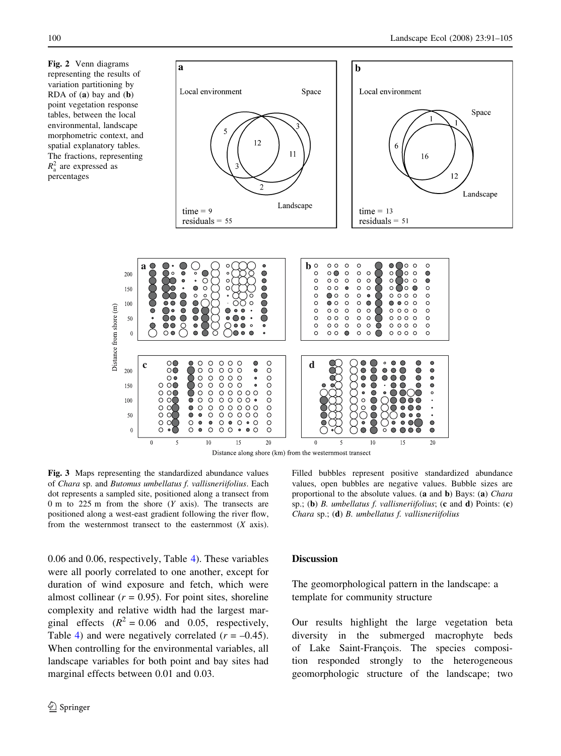Fig. 2 Venn diagrams representing the results of variation partitioning by RDA of (**a**) bay and (**b**) point vegetation response tables, between the local environmental, landscape morphometric context, and spatial explanatory tables. The fractions, representing $R^2_a$ are expressed as percentages

Fig. 3 Maps representing the standardized abundance values of *Chara* sp. and *Butomus umbellatus f. vallisneriifolius*. Each dot represents a sampled site, positioned along a transect from 0 m to 225 m from the shore (*Y* axis). The transects are positioned along a west-east gradient following the river flow, from the westernmost transect to the easternmost (*X* axis). Filled bubbles represent positive standardized abundance values, open bubbles are negative values. Bubble sizes are proportional to the absolute values. (**a** and **b**) Bays: (**a**) *Chara* sp.; (**b**) *B. umbellatus f. vallisneriifolius*; (**c** and **d**) Points: (**c**) *Chara* sp.; (**d**) *B. umbellatus f. vallisneriifolius*

0.06 and 0.06, respectively, Table 4). These variables were all poorly correlated to one another, except for duration of wind exposure and fetch, which were almost collinear ($r = 0.95$). For point sites, shoreline complexity and relative width had the largest marginal effects ($R^2 = 0.06$ and 0.05, respectively, Table 4) and were negatively correlated ($r = -0.45$). When controlling for the environmental variables, all landscape variables for both point and bay sites had marginal effects between 0.01 and 0.03.

## Discussion

### The geomorphological pattern in the landscape: a template for community structure

Our results highlight the large vegetation beta diversity in the submerged macrophyte beds of Lake Saint-François. The species composition responded strongly to the heterogeneous geomorphologic structure of the landscape; two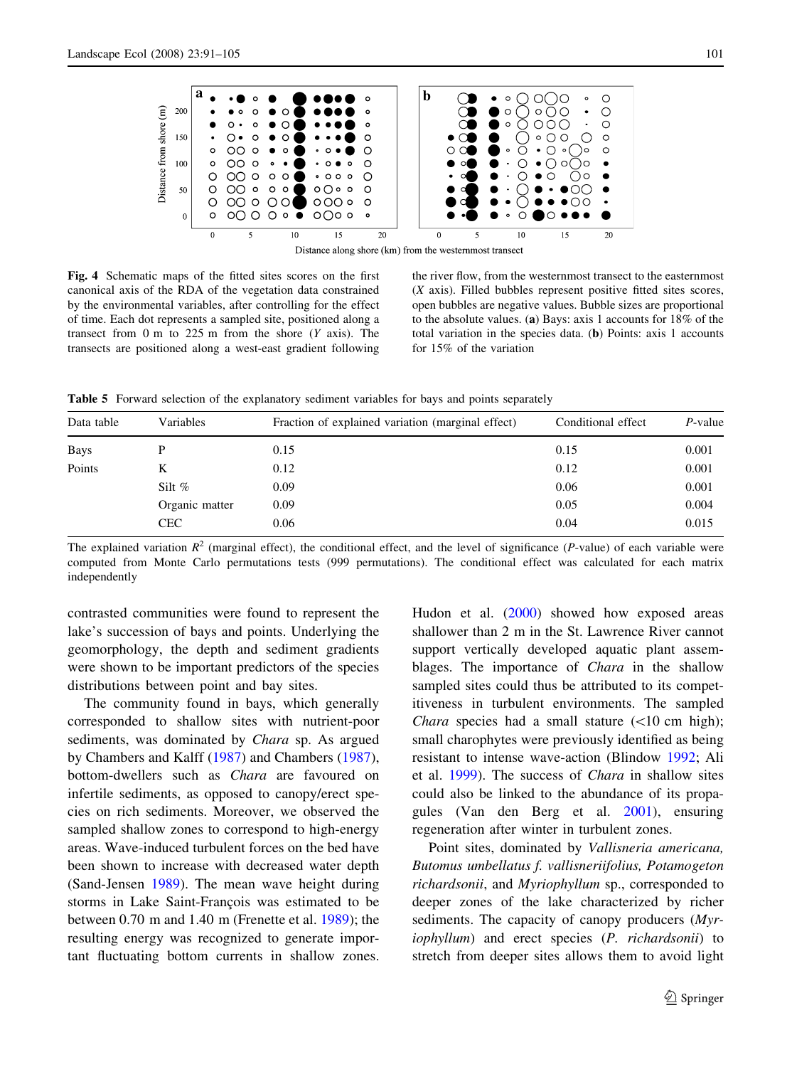**Fig. 4** Schematic maps of the fitted sites scores on the first canonical axis of the RDA of the vegetation data constrained by the environmental variables, after controlling for the effect of time. Each dot represents a sampled site, positioned along a transect from 0 m to 225 m from the shore (*Y* axis). The transects are positioned along a west-east gradient following the river flow, from the westernmost transect to the easternmost (*X* axis). Filled bubbles represent positive fitted sites scores, open bubbles are negative values. Bubble sizes are proportional to the absolute values. (**a**) Bays: axis 1 accounts for 18% of the total variation in the species data. (**b**) Points: axis 1 accounts for 15% of the variation

**Table 5** Forward selection of the explanatory sediment variables for bays and points separately

| Data table | Variables | Fraction of explained variation (marginal effect) | Conditional effect | *P*-value |
|---|---|---|---|---|
| Bays | P | 0.15 | 0.15 | 0.001 |
| Points | K | 0.12 | 0.12 | 0.001 |
| | Silt % | 0.09 | 0.06 | 0.001 |
| | Organic matter | 0.09 | 0.05 | 0.004 |
| | CEC | 0.06 | 0.04 | 0.015 |

The explained variation $R^2$ (marginal effect), the conditional effect, and the level of significance (*P*-value) of each variable were computed from Monte Carlo permutations tests (999 permutations). The conditional effect was calculated for each matrix independently

contrasted communities were found to represent the lake's succession of bays and points. Underlying the geomorphology, the depth and sediment gradients were shown to be important predictors of the species distributions between point and bay sites.

The community found in bays, which generally corresponded to shallow sites with nutrient-poor sediments, was dominated by *Chara* sp. As argued by Chambers and Kalff (1987) and Chambers (1987), bottom-dwellers such as *Chara* are favoured on infertile sediments, as opposed to canopy/erect species on rich sediments. Moreover, we observed the sampled shallow zones to correspond to high-energy areas. Wave-induced turbulent forces on the bed have been shown to increase with decreased water depth (Sand-Jensen 1989). The mean wave height during storms in Lake Saint-François was estimated to be between 0.70 m and 1.40 m (Frenette et al. 1989); the resulting energy was recognized to generate important fluctuating bottom currents in shallow zones. Hudon et al. (2000) showed how exposed areas shallower than 2 m in the St. Lawrence River cannot support vertically developed aquatic plant assemblages. The importance of *Chara* in the shallow sampled sites could thus be attributed to its competitiveness in turbulent environments. The sampled *Chara* species had a small stature (<10 cm high); small charophytes were previously identified as being resistant to intense wave-action (Blindow 1992; Ali et al. 1999). The success of *Chara* in shallow sites could also be linked to the abundance of its propagules (Van den Berg et al. 2001), ensuring regeneration after winter in turbulent zones.

Point sites, dominated by *Vallisneria americana, Butomus umbellatus f. vallisneriifolius, Potamogeton richardsonii*, and *Myriophyllum* sp., corresponded to deeper zones of the lake characterized by richer sediments. The capacity of canopy producers (*Myriophyllum*) and erect species (*P. richardsonii*) to stretch from deeper sites allows them to avoid light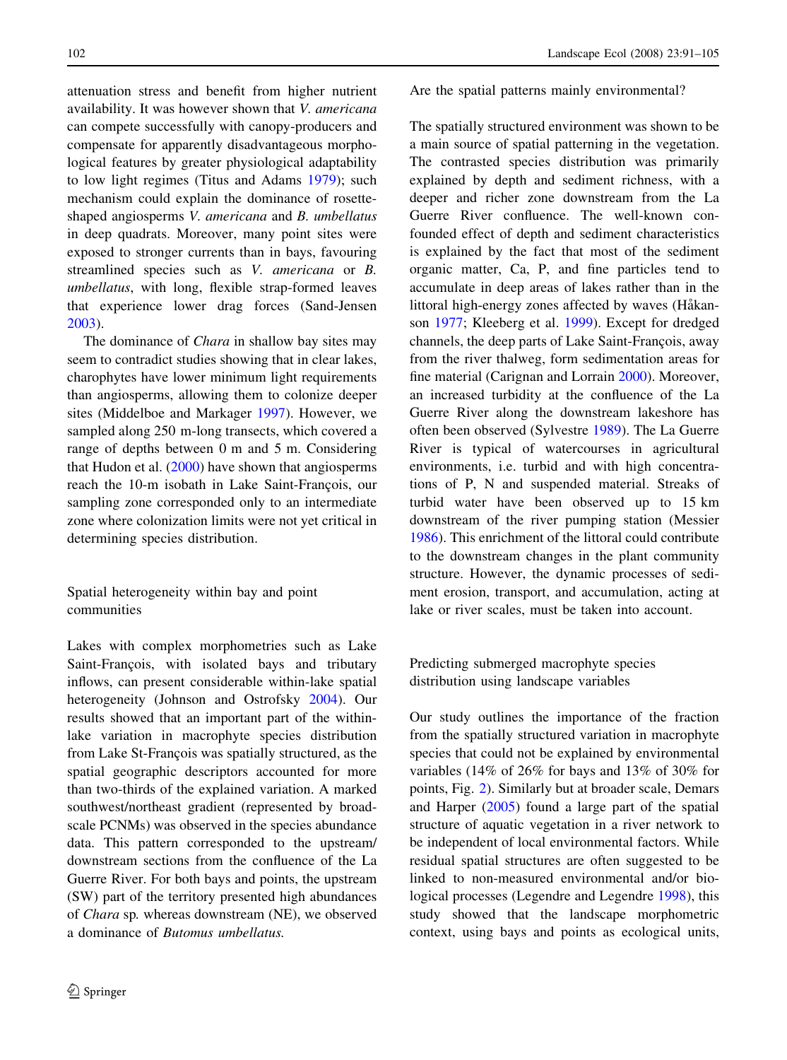attenuation stress and benefit from higher nutrient availability. It was however shown that *V. americana* can compete successfully with canopy-producers and compensate for apparently disadvantageous morphological features by greater physiological adaptability to low light regimes (Titus and Adams 1979); such mechanism could explain the dominance of rosette-shaped angiosperms *V. americana* and *B. umbellatus* in deep quadrats. Moreover, many point sites were exposed to stronger currents than in bays, favouring streamlined species such as *V. americana* or *B. umbellatus*, with long, flexible strap-formed leaves that experience lower drag forces (Sand-Jensen 2003).

The dominance of *Chara* in shallow bay sites may seem to contradict studies showing that in clear lakes, charophytes have lower minimum light requirements than angiosperms, allowing them to colonize deeper sites (Middelboe and Markager 1997). However, we sampled along 250 m-long transects, which covered a range of depths between 0 m and 5 m. Considering that Hudon et al. (2000) have shown that angiosperms reach the 10-m isobath in Lake Saint-François, our sampling zone corresponded only to an intermediate zone where colonization limits were not yet critical in determining species distribution.

## Spatial heterogeneity within bay and point communities

Lakes with complex morphometries such as Lake Saint-François, with isolated bays and tributary inflows, can present considerable within-lake spatial heterogeneity (Johnson and Ostrofsky 2004). Our results showed that an important part of the within-lake variation in macrophyte species distribution from Lake St-François was spatially structured, as the spatial geographic descriptors accounted for more than two-thirds of the explained variation. A marked southwest/northeast gradient (represented by broad-scale PCNMs) was observed in the species abundance data. This pattern corresponded to the upstream/downstream sections from the confluence of the La Guerre River. For both bays and points, the upstream (SW) part of the territory presented high abundances of *Chara* sp. whereas downstream (NE), we observed a dominance of *Butomus umbellatus.*

## Are the spatial patterns mainly environmental?

The spatially structured environment was shown to be a main source of spatial patterning in the vegetation. The contrasted species distribution was primarily explained by depth and sediment richness, with a deeper and richer zone downstream from the La Guerre River confluence. The well-known confounded effect of depth and sediment characteristics is explained by the fact that most of the sediment organic matter, Ca, P, and fine particles tend to accumulate in deep areas of lakes rather than in the littoral high-energy zones affected by waves (Håkanson 1977; Kleeberg et al. 1999). Except for dredged channels, the deep parts of Lake Saint-François, away from the river thalweg, form sedimentation areas for fine material (Carignan and Lorrain 2000). Moreover, an increased turbidity at the confluence of the La Guerre River along the downstream lakeshore has often been observed (Sylvestre 1989). The La Guerre River is typical of watercourses in agricultural environments, i.e. turbid and with high concentrations of P, N and suspended material. Streaks of turbid water have been observed up to 15 km downstream of the river pumping station (Messier 1986). This enrichment of the littoral could contribute to the downstream changes in the plant community structure. However, the dynamic processes of sediment erosion, transport, and accumulation, acting at lake or river scales, must be taken into account.

## Predicting submerged macrophyte species distribution using landscape variables

Our study outlines the importance of the fraction from the spatially structured variation in macrophyte species that could not be explained by environmental variables (14% of 26% for bays and 13% of 30% for points, Fig. 2). Similarly but at broader scale, Demars and Harper (2005) found a large part of the spatial structure of aquatic vegetation in a river network to be independent of local environmental factors. While residual spatial structures are often suggested to be linked to non-measured environmental and/or biological processes (Legendre and Legendre 1998), this study showed that the landscape morphometric context, using bays and points as ecological units,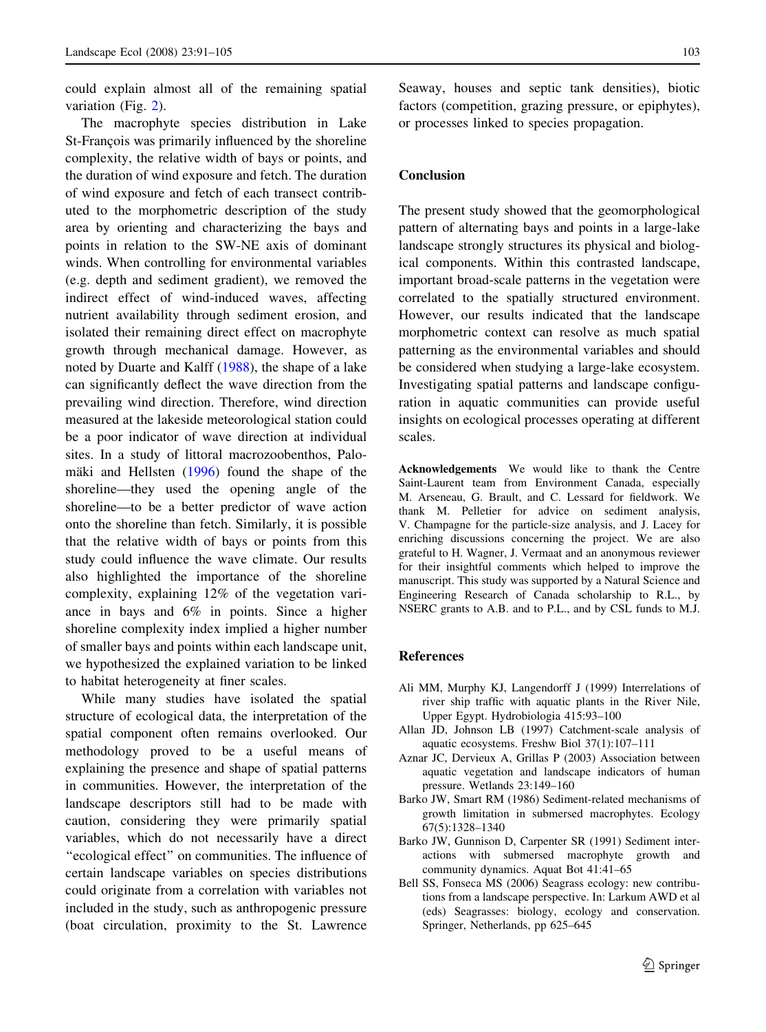could explain almost all of the remaining spatial variation (Fig. 2).

The macrophyte species distribution in Lake St-François was primarily influenced by the shoreline complexity, the relative width of bays or points, and the duration of wind exposure and fetch. The duration of wind exposure and fetch of each transect contributed to the morphometric description of the study area by orienting and characterizing the bays and points in relation to the SW-NE axis of dominant winds. When controlling for environmental variables (e.g. depth and sediment gradient), we removed the indirect effect of wind-induced waves, affecting nutrient availability through sediment erosion, and isolated their remaining direct effect on macrophyte growth through mechanical damage. However, as noted by Duarte and Kalff (1988), the shape of a lake can significantly deflect the wave direction from the prevailing wind direction. Therefore, wind direction measured at the lakeside meteorological station could be a poor indicator of wave direction at individual sites. In a study of littoral macrozoobenthos, Palomäki and Hellsten (1996) found the shape of the shoreline—they used the opening angle of the shoreline—to be a better predictor of wave action onto the shoreline than fetch. Similarly, it is possible that the relative width of bays or points from this study could influence the wave climate. Our results also highlighted the importance of the shoreline complexity, explaining 12% of the vegetation variance in bays and 6% in points. Since a higher shoreline complexity index implied a higher number of smaller bays and points within each landscape unit, we hypothesized the explained variation to be linked to habitat heterogeneity at finer scales.

While many studies have isolated the spatial structure of ecological data, the interpretation of the spatial component often remains overlooked. Our methodology proved to be a useful means of explaining the presence and shape of spatial patterns in communities. However, the interpretation of the landscape descriptors still had to be made with caution, considering they were primarily spatial variables, which do not necessarily have a direct "ecological effect" on communities. The influence of certain landscape variables on species distributions could originate from a correlation with variables not included in the study, such as anthropogenic pressure (boat circulation, proximity to the St. Lawrence Seaway, houses and septic tank densities), biotic factors (competition, grazing pressure, or epiphytes), or processes linked to species propagation.

## Conclusion

The present study showed that the geomorphological pattern of alternating bays and points in a large-lake landscape strongly structures its physical and biological components. Within this contrasted landscape, important broad-scale patterns in the vegetation were correlated to the spatially structured environment. However, our results indicated that the landscape morphometric context can resolve as much spatial patterning as the environmental variables and should be considered when studying a large-lake ecosystem. Investigating spatial patterns and landscape configuration in aquatic communities can provide useful insights on ecological processes operating at different scales.

**Acknowledgements** We would like to thank the Centre Saint-Laurent team from Environment Canada, especially M. Arseneau, G. Brault, and C. Lessard for fieldwork. We thank M. Pelletier for advice on sediment analysis, V. Champagne for the particle-size analysis, and J. Lacey for enriching discussions concerning the project. We are also grateful to H. Wagner, J. Vermaat and an anonymous reviewer for their insightful comments which helped to improve the manuscript. This study was supported by a Natural Science and Engineering Research of Canada scholarship to R.L., by NSERC grants to A.B. and to P.L., and by CSL funds to M.J.

## References

Ali MM, Murphy KJ, Langendorff J (1999) Interrelations of river ship traffic with aquatic plants in the River Nile, Upper Egypt. Hydrobiologia 415:93–100

Allan JD, Johnson LB (1997) Catchment-scale analysis of aquatic ecosystems. Freshw Biol 37(1):107–111

Aznar JC, Dervieux A, Grillas P (2003) Association between aquatic vegetation and landscape indicators of human pressure. Wetlands 23:149–160

Barko JW, Smart RM (1986) Sediment-related mechanisms of growth limitation in submersed macrophytes. Ecology 67(5):1328–1340

Barko JW, Gunnison D, Carpenter SR (1991) Sediment interactions with submersed macrophyte growth and community dynamics. Aquat Bot 41:41–65

Bell SS, Fonseca MS (2006) Seagrass ecology: new contributions from a landscape perspective. In: Larkum AWD et al (eds) Seagrasses: biology, ecology and conservation. Springer, Netherlands, pp 625–645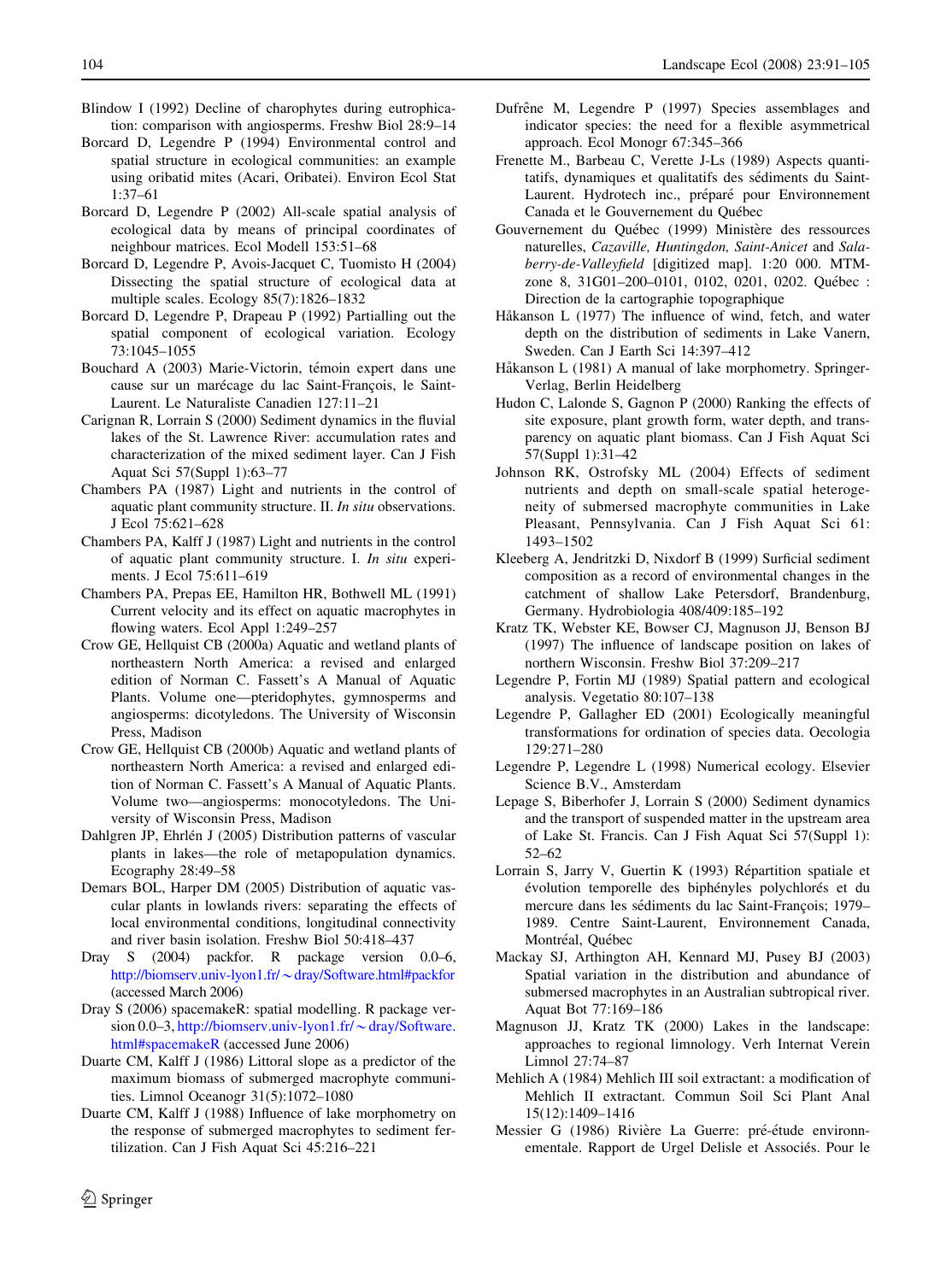Blindow I (1992) Decline of charophytes during eutrophication: comparison with angiosperms. Freshw Biol 28:9–14

Borcard D, Legendre P (1994) Environmental control and spatial structure in ecological communities: an example using oribatid mites (Acari, Oribatei). Environ Ecol Stat 1:37–61

Borcard D, Legendre P (2002) All-scale spatial analysis of ecological data by means of principal coordinates of neighbour matrices. Ecol Modell 153:51–68

Borcard D, Legendre P, Avois-Jacquet C, Tuomisto H (2004) Dissecting the spatial structure of ecological data at multiple scales. Ecology 85(7):1826–1832

Borcard D, Legendre P, Drapeau P (1992) Partialling out the spatial component of ecological variation. Ecology 73:1045–1055

Bouchard A (2003) Marie-Victorin, témoin expert dans une cause sur un marécage du lac Saint-François, le Saint-Laurent. Le Naturaliste Canadien 127:11–21

Carignan R, Lorrain S (2000) Sediment dynamics in the fluvial lakes of the St. Lawrence River: accumulation rates and characterization of the mixed sediment layer. Can J Fish Aquat Sci 57(Suppl 1):63–77

Chambers PA (1987) Light and nutrients in the control of aquatic plant community structure. II. *In situ* observations. J Ecol 75:621–628

Chambers PA, Kalff J (1987) Light and nutrients in the control of aquatic plant community structure. I. *In situ* experiments. J Ecol 75:611–619

Chambers PA, Prepas EE, Hamilton HR, Bothwell ML (1991) Current velocity and its effect on aquatic macrophytes in flowing waters. Ecol Appl 1:249–257

Crow GE, Hellquist CB (2000a) Aquatic and wetland plants of northeastern North America: a revised and enlarged edition of Norman C. Fassett's A Manual of Aquatic Plants. Volume one—pteridophytes, gymnosperms and angiosperms: dicotyledons. The University of Wisconsin Press, Madison

Crow GE, Hellquist CB (2000b) Aquatic and wetland plants of northeastern North America: a revised and enlarged edition of Norman C. Fassett's A Manual of Aquatic Plants. Volume two—angiosperms: monocotyledons. The University of Wisconsin Press, Madison

Dahlgren JP, Ehrlén J (2005) Distribution patterns of vascular plants in lakes—the role of metapopulation dynamics. Ecography 28:49–58

Demars BOL, Harper DM (2005) Distribution of aquatic vascular plants in lowlands rivers: separating the effects of local environmental conditions, longitudinal connectivity and river basin isolation. Freshw Biol 50:418–437

Dray S (2004) packfor. R package version 0.0–6, http://biomserv.univ-lyon1.fr/~dray/Software.html#packfor (accessed March 2006)

Dray S (2006) spacemakeR: spatial modelling. R package version 0.0–3, http://biomserv.univ-lyon1.fr/~dray/Software.html#spacemakeR (accessed June 2006)

Duarte CM, Kalff J (1986) Littoral slope as a predictor of the maximum biomass of submerged macrophyte communities. Limnol Oceanogr 31(5):1072–1080

Duarte CM, Kalff J (1988) Influence of lake morphometry on the response of submerged macrophytes to sediment fertilization. Can J Fish Aquat Sci 45:216–221

Dufrêne M, Legendre P (1997) Species assemblages and indicator species: the need for a flexible asymmetrical approach. Ecol Monogr 67:345–366

Frenette M., Barbeau C, Verette J-Ls (1989) Aspects quantitatifs, dynamiques et qualitatifs des sédiments du Saint-Laurent. Hydrotech inc., préparé pour Environnement Canada et le Gouvernement du Québec

Gouvernement du Québec (1999) Ministère des ressources naturelles, *Cazaville, Huntingdon, Saint-Anicet* and *Salaberry-de-Valleyfield* [digitized map]. 1:20 000. MTM-zone 8, 31G01–200–0101, 0102, 0201, 0202. Québec : Direction de la cartographie topographique

Håkanson L (1977) The influence of wind, fetch, and water depth on the distribution of sediments in Lake Vanern, Sweden. Can J Earth Sci 14:397–412

Håkanson L (1981) A manual of lake morphometry. Springer-Verlag, Berlin Heidelberg

Hudon C, Lalonde S, Gagnon P (2000) Ranking the effects of site exposure, plant growth form, water depth, and transparency on aquatic plant biomass. Can J Fish Aquat Sci 57(Suppl 1):31–42

Johnson RK, Ostrofsky ML (2004) Effects of sediment nutrients and depth on small-scale spatial heterogeneity of submersed macrophyte communities in Lake Pleasant, Pennsylvania. Can J Fish Aquat Sci 61: 1493–1502

Kleeberg A, Jendritzki D, Nixdorf B (1999) Surficial sediment composition as a record of environmental changes in the catchment of shallow Lake Petersdorf, Brandenburg, Germany. Hydrobiologia 408/409:185–192

Kratz TK, Webster KE, Bowser CJ, Magnuson JJ, Benson BJ (1997) The influence of landscape position on lakes of northern Wisconsin. Freshw Biol 37:209–217

Legendre P, Fortin MJ (1989) Spatial pattern and ecological analysis. Vegetatio 80:107–138

Legendre P, Gallagher ED (2001) Ecologically meaningful transformations for ordination of species data. Oecologia 129:271–280

Legendre P, Legendre L (1998) Numerical ecology. Elsevier Science B.V., Amsterdam

Lepage S, Biberhofer J, Lorrain S (2000) Sediment dynamics and the transport of suspended matter in the upstream area of Lake St. Francis. Can J Fish Aquat Sci 57(Suppl 1): 52–62

Lorrain S, Jarry V, Guertin K (1993) Répartition spatiale et évolution temporelle des biphényles polychlorés et du mercure dans les sédiments du lac Saint-François; 1979–1989. Centre Saint-Laurent, Environnement Canada, Montréal, Québec

Mackay SJ, Arthington AH, Kennard MJ, Pusey BJ (2003) Spatial variation in the distribution and abundance of submersed macrophytes in an Australian subtropical river. Aquat Bot 77:169–186

Magnuson JJ, Kratz TK (2000) Lakes in the landscape: approaches to regional limnology. Verh Internat Verein Limnol 27:74–87

Mehlich A (1984) Mehlich III soil extractant: a modification of Mehlich II extractant. Commun Soil Sci Plant Anal 15(12):1409–1416

Messier G (1986) Rivière La Guerre: pré-étude environnementale. Rapport de Urgel Delisle et Associés. Pour le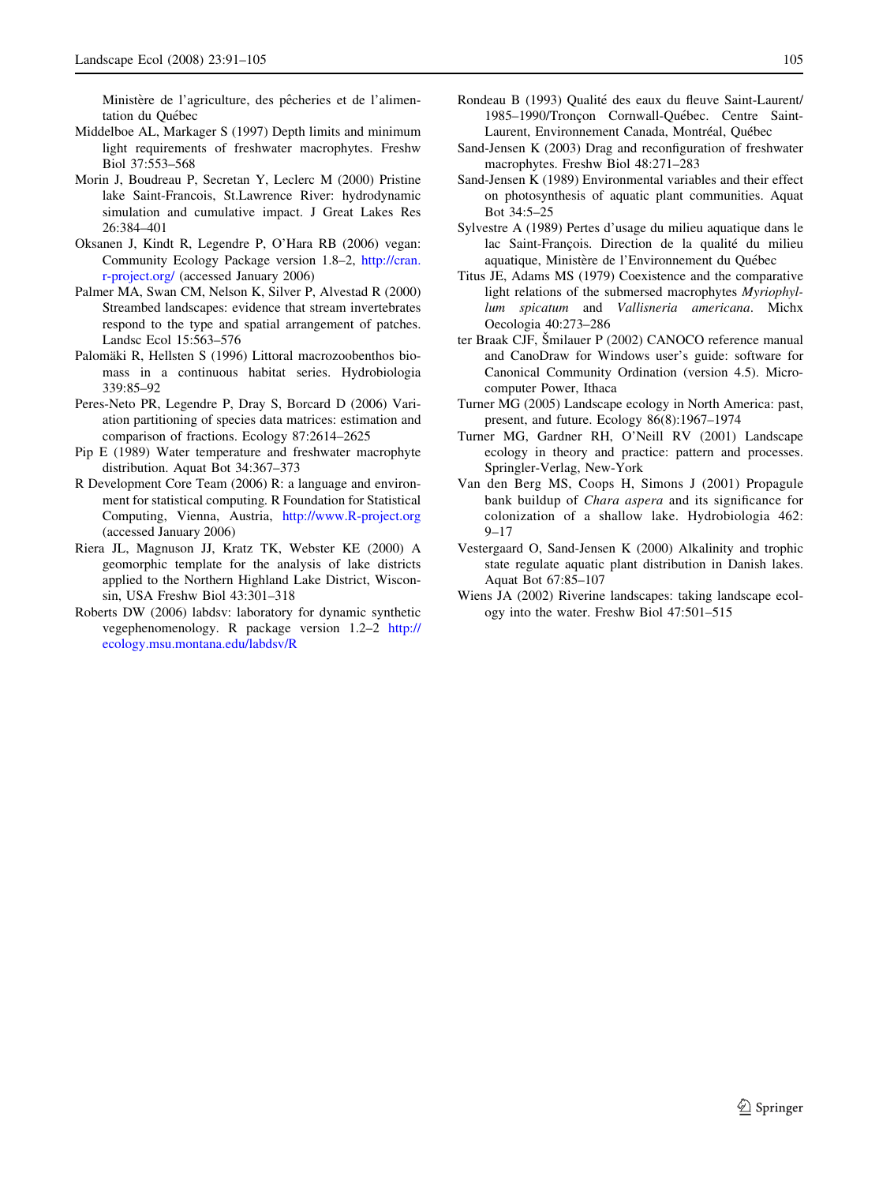Ministère de l'agriculture, des pêcheries et de l'alimentation du Québec

Middelboe AL, Markager S (1997) Depth limits and minimum light requirements of freshwater macrophytes. Freshw Biol 37:553–568

Morin J, Boudreau P, Secretan Y, Leclerc M (2000) Pristine lake Saint-Francois, St.Lawrence River: hydrodynamic simulation and cumulative impact. J Great Lakes Res 26:384–401

Oksanen J, Kindt R, Legendre P, O'Hara RB (2006) vegan: Community Ecology Package version 1.8–2, http://cran.r-project.org/ (accessed January 2006)

Palmer MA, Swan CM, Nelson K, Silver P, Alvestad R (2000) Streambed landscapes: evidence that stream invertebrates respond to the type and spatial arrangement of patches. Landsc Ecol 15:563–576

Palomäki R, Hellsten S (1996) Littoral macrozoobenthos biomass in a continuous habitat series. Hydrobiologia 339:85–92

Peres-Neto PR, Legendre P, Dray S, Borcard D (2006) Variation partitioning of species data matrices: estimation and comparison of fractions. Ecology 87:2614–2625

Pip E (1989) Water temperature and freshwater macrophyte distribution. Aquat Bot 34:367–373

R Development Core Team (2006) R: a language and environment for statistical computing. R Foundation for Statistical Computing, Vienna, Austria, http://www.R-project.org (accessed January 2006)

Riera JL, Magnuson JJ, Kratz TK, Webster KE (2000) A geomorphic template for the analysis of lake districts applied to the Northern Highland Lake District, Wisconsin, USA Freshw Biol 43:301–318

Roberts DW (2006) labdsv: laboratory for dynamic synthetic vegephenomenology. R package version 1.2–2 http://ecology.msu.montana.edu/labdsv/R

Rondeau B (1993) Qualité des eaux du fleuve Saint-Laurent/1985–1990/Tronçon Cornwall-Québec. Centre Saint-Laurent, Environnement Canada, Montréal, Québec

Sand-Jensen K (2003) Drag and reconfiguration of freshwater macrophytes. Freshw Biol 48:271–283

Sand-Jensen K (1989) Environmental variables and their effect on photosynthesis of aquatic plant communities. Aquat Bot 34:5–25

Sylvestre A (1989) Pertes d'usage du milieu aquatique dans le lac Saint-François. Direction de la qualité du milieu aquatique, Ministère de l'Environnement du Québec

Titus JE, Adams MS (1979) Coexistence and the comparative light relations of the submersed macrophytes *Myriophyllum spicatum* and *Vallisneria americana*. Michx Oecologia 40:273–286

ter Braak CJF, Šmilauer P (2002) CANOCO reference manual and CanoDraw for Windows user's guide: software for Canonical Community Ordination (version 4.5). Microcomputer Power, Ithaca

Turner MG (2005) Landscape ecology in North America: past, present, and future. Ecology 86(8):1967–1974

Turner MG, Gardner RH, O'Neill RV (2001) Landscape ecology in theory and practice: pattern and processes. Springler-Verlag, New-York

Van den Berg MS, Coops H, Simons J (2001) Propagule bank buildup of *Chara aspera* and its significance for colonization of a shallow lake. Hydrobiologia 462: 9–17

Vestergaard O, Sand-Jensen K (2000) Alkalinity and trophic state regulate aquatic plant distribution in Danish lakes. Aquat Bot 67:85–107

Wiens JA (2002) Riverine landscapes: taking landscape ecology into the water. Freshw Biol 47:501–515